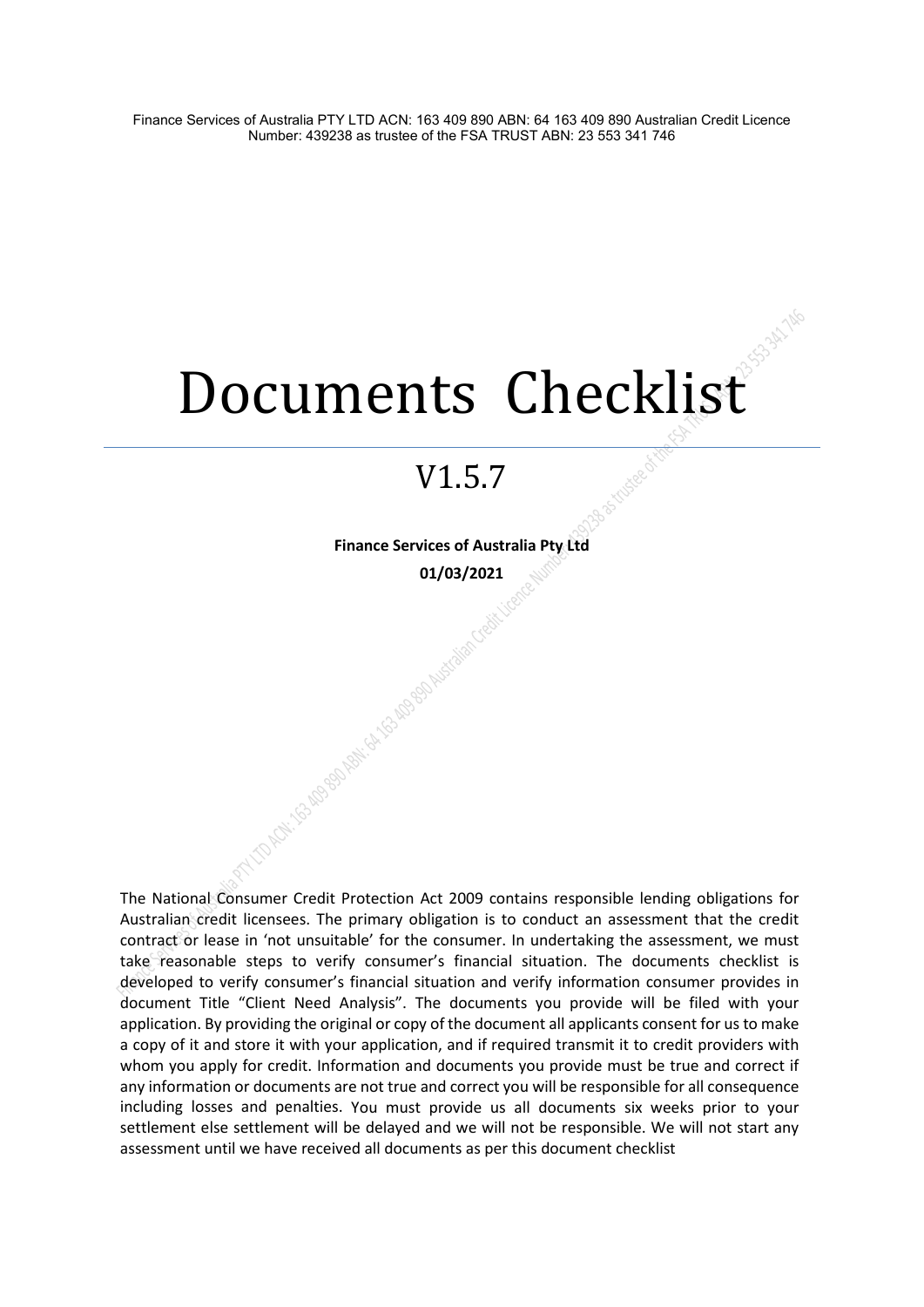Finance Services of Australia PTY LTD ACN: 163 409 890 ABN: 64 163 409 890 Australian Credit Licence Number: 439238 as trustee of the FSA TRUST ABN: 23 553 341 746

# Documents Checklist

## V1.5.7

**Finance Services of Australia Pty Ltd**

**01/03/2021**

The National Consumer Credit Protection Act 2009 contains responsible lending obligations for Australian credit licensees. The primary obligation is to conduct an assessment that the credit contract or lease in 'not unsuitable' for the consumer. In undertaking the assessment, we must take reasonable steps to verify consumer's financial situation. The documents checklist is developed to verify consumer's financial situation and verify information consumer provides in document Title "Client Need Analysis". The documents you provide will be filed with your application. By providing the original or copy of the document all applicants consent for us to make a copy of it and store it with your application, and if required transmit it to credit providers with whom you apply for credit. Information and documents you provide must be true and correct if any information or documents are not true and correct you will be responsible for all consequence including losses and penalties. You must provide us all documents six weeks prior to your settlement else settlement will be delayed and we will not be responsible. We will not start any assessment until we have received all documents as per this document checklist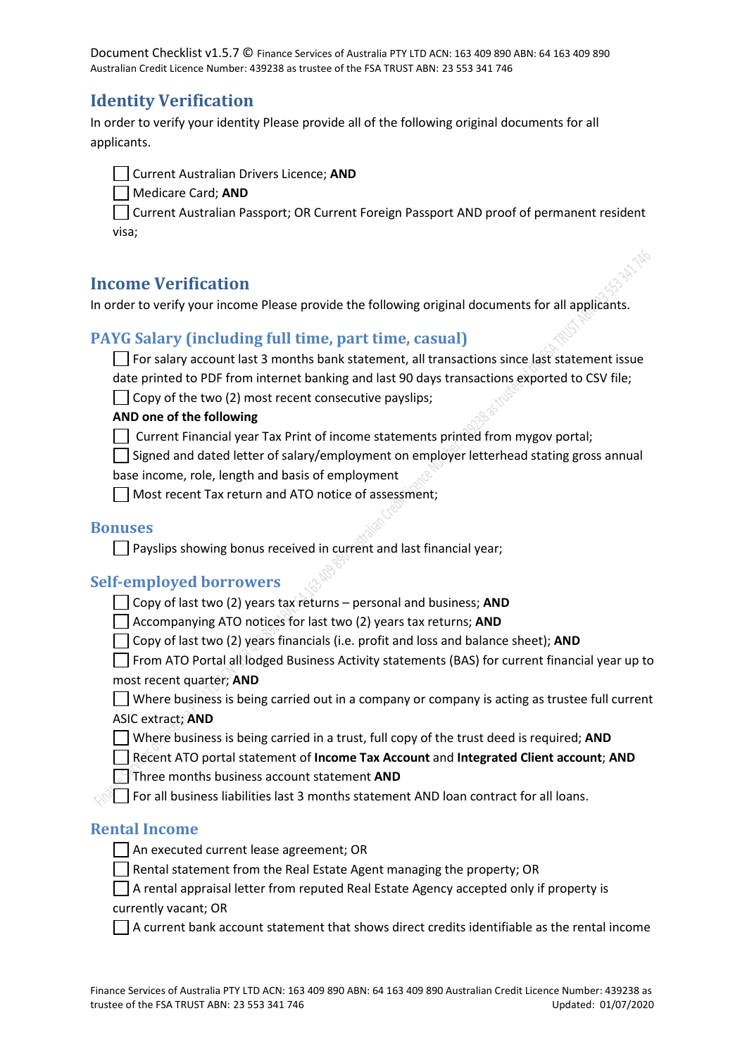## Identity Verification

In order to verify your identity Please provide all of the following original documents for all applicants.

- ☐ Current Australian Drivers Licence; **AND**
- ☐ Medicare Card; **AND**
- ☐ Current Australian Passport; OR Current Foreign Passport AND proof of permanent resident visa;

## Income Verification

In order to verify your income Please provide the following original documents for all applicants.

### PAYG Salary (including full time, part time, casual)

- ☐ For salary account last 3 months bank statement, all transactions since last statement issue date printed to PDF from internet banking and last 90 days transactions exported to CSV file;
- ☐ Copy of the two (2) most recent consecutive payslips;

**AND one of the following**

- ☐ Current Financial year Tax Print of income statements printed from mygov portal;
- ☐ Signed and dated letter of salary/employment on employer letterhead stating gross annual base income, role, length and basis of employment
- ☐ Most recent Tax return and ATO notice of assessment;

### Bonuses

- ☐ Payslips showing bonus received in current and last financial year;

### Self-employed borrowers

- ☐ Copy of last two (2) years tax returns – personal and business; **AND**
- ☐ Accompanying ATO notices for last two (2) years tax returns; **AND**
- ☐ Copy of last two (2) years financials (i.e. profit and loss and balance sheet); **AND**
- ☐ From ATO Portal all lodged Business Activity statements (BAS) for current financial year up to most recent quarter; **AND**
- ☐ Where business is being carried out in a company or company is acting as trustee full current ASIC extract; **AND**
- ☐ Where business is being carried in a trust, full copy of the trust deed is required; **AND**
- ☐ Recent ATO portal statement of **Income Tax Account** and **Integrated Client account**; **AND**
- ☐ Three months business account statement **AND**
- ☐ For all business liabilities last 3 months statement AND loan contract for all loans.

### Rental Income

- ☐ An executed current lease agreement; OR
- ☐ Rental statement from the Real Estate Agent managing the property; OR
- ☐ A rental appraisal letter from reputed Real Estate Agency accepted only if property is currently vacant; OR
- ☐ A current bank account statement that shows direct credits identifiable as the rental income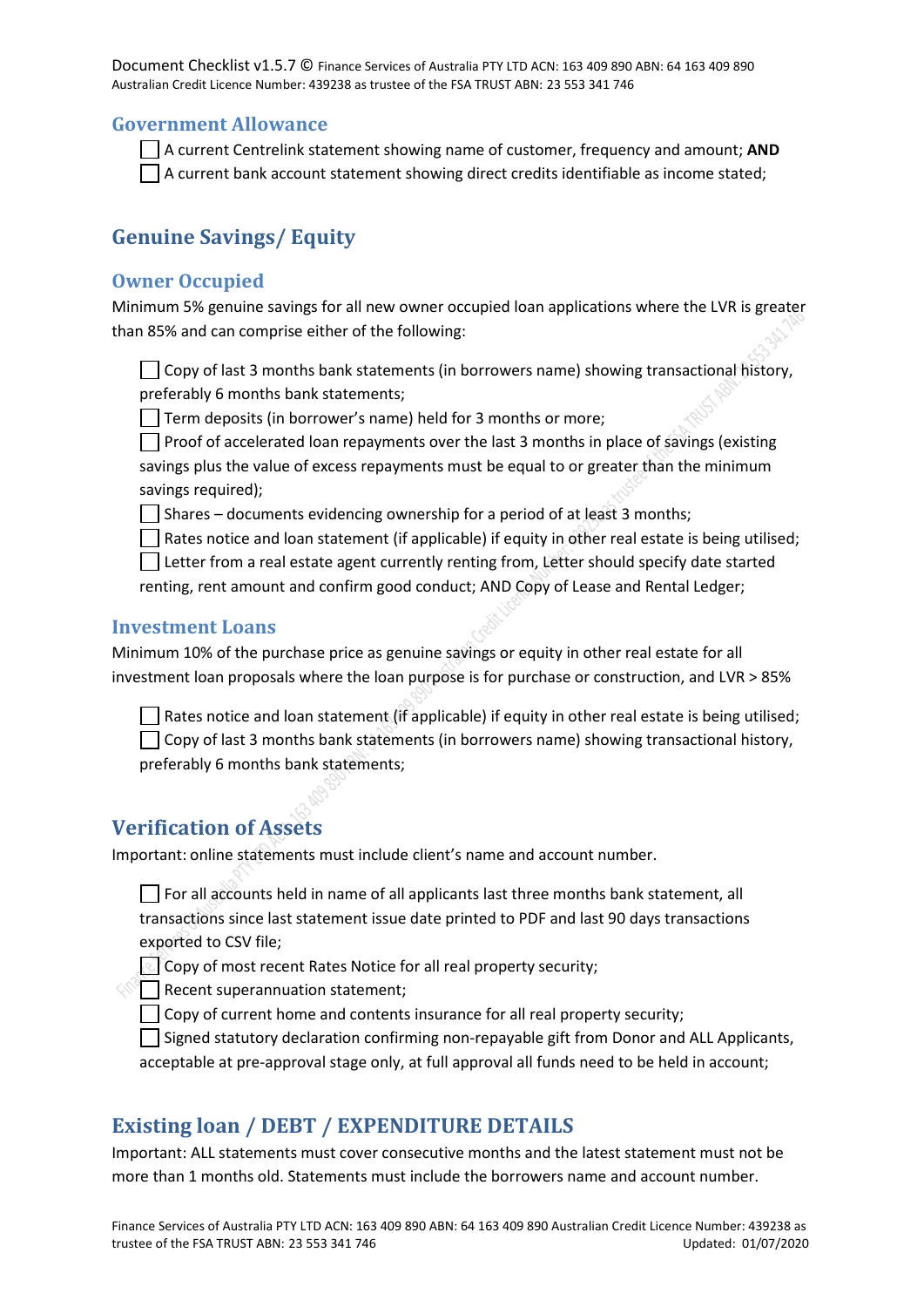## Government Allowance

- ☐ A current Centrelink statement showing name of customer, frequency and amount; **AND**
- ☐ A current bank account statement showing direct credits identifiable as income stated;

# Genuine Savings/ Equity

## Owner Occupied

Minimum 5% genuine savings for all new owner occupied loan applications where the LVR is greater than 85% and can comprise either of the following:

- ☐ Copy of last 3 months bank statements (in borrowers name) showing transactional history, preferably 6 months bank statements;
- ☐ Term deposits (in borrower's name) held for 3 months or more;
- ☐ Proof of accelerated loan repayments over the last 3 months in place of savings (existing savings plus the value of excess repayments must be equal to or greater than the minimum savings required);
- ☐ Shares – documents evidencing ownership for a period of at least 3 months;
- ☐ Rates notice and loan statement (if applicable) if equity in other real estate is being utilised;
- ☐ Letter from a real estate agent currently renting from, Letter should specify date started renting, rent amount and confirm good conduct; AND Copy of Lease and Rental Ledger;

## Investment Loans

Minimum 10% of the purchase price as genuine savings or equity in other real estate for all investment loan proposals where the loan purpose is for purchase or construction, and LVR > 85%

- ☐ Rates notice and loan statement (if applicable) if equity in other real estate is being utilised;
- ☐ Copy of last 3 months bank statements (in borrowers name) showing transactional history, preferably 6 months bank statements;

# Verification of Assets

Important: online statements must include client's name and account number.

- ☐ For all accounts held in name of all applicants last three months bank statement, all transactions since last statement issue date printed to PDF and last 90 days transactions exported to CSV file;
- ☐ Copy of most recent Rates Notice for all real property security;
- ☐ Recent superannuation statement;
- ☐ Copy of current home and contents insurance for all real property security;
- ☐ Signed statutory declaration confirming non-repayable gift from Donor and ALL Applicants, acceptable at pre-approval stage only, at full approval all funds need to be held in account;

# Existing loan / DEBT / EXPENDITURE DETAILS

Important: ALL statements must cover consecutive months and the latest statement must not be more than 1 months old. Statements must include the borrowers name and account number.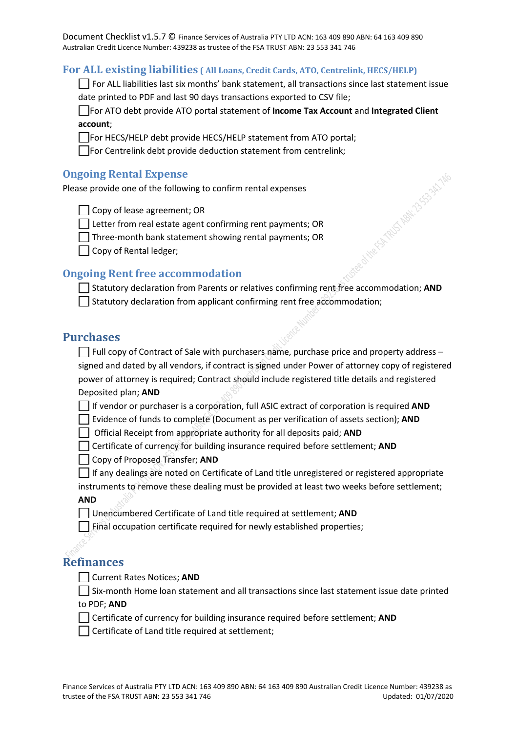## For ALL existing liabilities ( All Loans, Credit Cards, ATO, Centrelink, HECS/HELP)

- ☐ For ALL liabilities last six months' bank statement, all transactions since last statement issue date printed to PDF and last 90 days transactions exported to CSV file;
- ☐ For ATO debt provide ATO portal statement of **Income Tax Account** and **Integrated Client account**;
- ☐ For HECS/HELP debt provide HECS/HELP statement from ATO portal;
- ☐ For Centrelink debt provide deduction statement from centrelink;

## Ongoing Rental Expense

Please provide one of the following to confirm rental expenses

- ☐ Copy of lease agreement; OR
- ☐ Letter from real estate agent confirming rent payments; OR
- ☐ Three-month bank statement showing rental payments; OR
- ☐ Copy of Rental ledger;

## Ongoing Rent free accommodation

- ☐ Statutory declaration from Parents or relatives confirming rent free accommodation; **AND**
- ☐ Statutory declaration from applicant confirming rent free accommodation;

## Purchases

- ☐ Full copy of Contract of Sale with purchasers name, purchase price and property address – signed and dated by all vendors, if contract is signed under Power of attorney copy of registered power of attorney is required; Contract should include registered title details and registered Deposited plan; **AND**
- ☐ If vendor or purchaser is a corporation, full ASIC extract of corporation is required **AND**
- ☐ Evidence of funds to complete (Document as per verification of assets section); **AND**
- ☐ Official Receipt from appropriate authority for all deposits paid; **AND**
- ☐ Certificate of currency for building insurance required before settlement; **AND**
- ☐ Copy of Proposed Transfer; **AND**
- ☐ If any dealings are noted on Certificate of Land title unregistered or registered appropriate instruments to remove these dealing must be provided at least two weeks before settlement; **AND**
- ☐ Unencumbered Certificate of Land title required at settlement; **AND**
- ☐ Final occupation certificate required for newly established properties;

## Refinances

- ☐ Current Rates Notices; **AND**
- ☐ Six-month Home loan statement and all transactions since last statement issue date printed to PDF; **AND**
- ☐ Certificate of currency for building insurance required before settlement; **AND**
- ☐ Certificate of Land title required at settlement;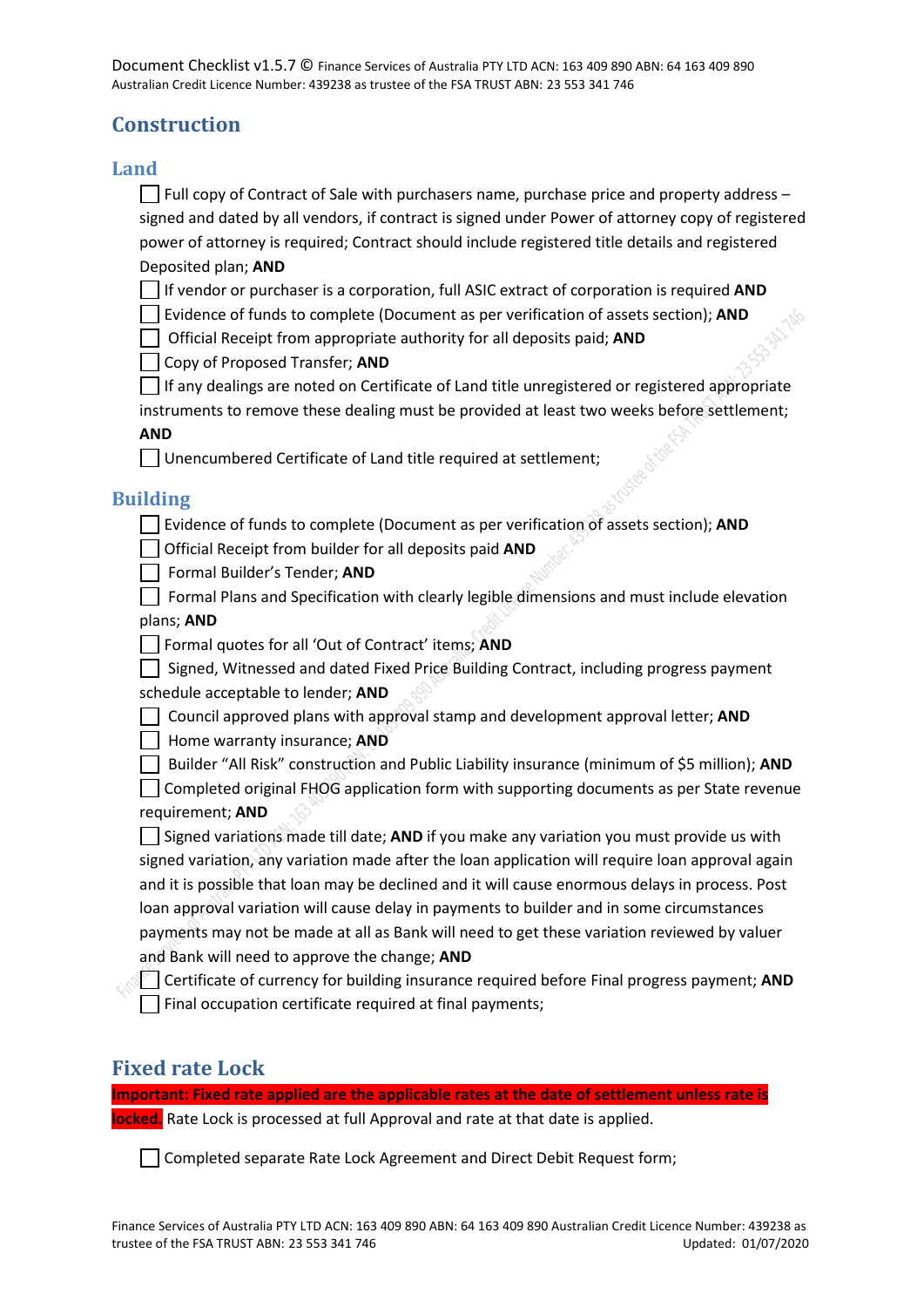## Construction

### Land

- ☐ Full copy of Contract of Sale with purchasers name, purchase price and property address – signed and dated by all vendors, if contract is signed under Power of attorney copy of registered power of attorney is required; Contract should include registered title details and registered Deposited plan; **AND**
- ☐ If vendor or purchaser is a corporation, full ASIC extract of corporation is required **AND**
- ☐ Evidence of funds to complete (Document as per verification of assets section); **AND**
- ☐ Official Receipt from appropriate authority for all deposits paid; **AND**
- ☐ Copy of Proposed Transfer; **AND**
- ☐ If any dealings are noted on Certificate of Land title unregistered or registered appropriate instruments to remove these dealing must be provided at least two weeks before settlement; **AND**
- ☐ Unencumbered Certificate of Land title required at settlement;

### Building

- ☐ Evidence of funds to complete (Document as per verification of assets section); **AND**
- ☐ Official Receipt from builder for all deposits paid **AND**
- ☐ Formal Builder's Tender; **AND**
- ☐ Formal Plans and Specification with clearly legible dimensions and must include elevation plans; **AND**
- ☐ Formal quotes for all 'Out of Contract' items; **AND**
- ☐ Signed, Witnessed and dated Fixed Price Building Contract, including progress payment schedule acceptable to lender; **AND**
- ☐ Council approved plans with approval stamp and development approval letter; **AND**
- ☐ Home warranty insurance; **AND**
- ☐ Builder "All Risk" construction and Public Liability insurance (minimum of $5 million); **AND**
- ☐ Completed original FHOG application form with supporting documents as per State revenue requirement; **AND**
- ☐ Signed variations made till date; **AND** if you make any variation you must provide us with signed variation, any variation made after the loan application will require loan approval again and it is possible that loan may be declined and it will cause enormous delays in process. Post loan approval variation will cause delay in payments to builder and in some circumstances payments may not be made at all as Bank will need to get these variation reviewed by valuer and Bank will need to approve the change; **AND**
- ☐ Certificate of currency for building insurance required before Final progress payment; **AND**
- ☐ Final occupation certificate required at final payments;

## Fixed rate Lock

**Important: Fixed rate applied are the applicable rates at the date of settlement unless rate is locked.** Rate Lock is processed at full Approval and rate at that date is applied.

- ☐ Completed separate Rate Lock Agreement and Direct Debit Request form;